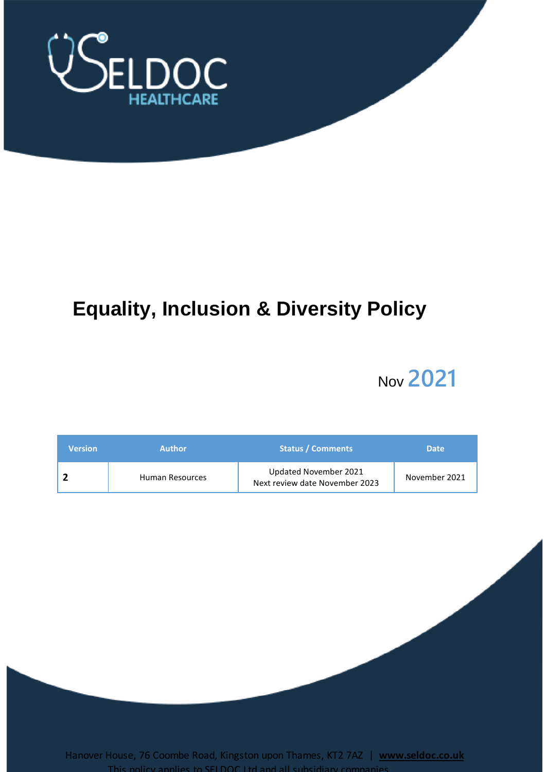SELDOC HEALTHCARE

# Equality, Inclusion & Diversity Policy

Nov 2021

| Version | Author | Status / Comments | Date |
| --- | --- | --- | --- |
| 2 | Human Resources | Updated November 2021<br>Next review date November 2023 | November 2021 |

Hanover House, 76 Coombe Road, Kingston upon Thames, KT2 7AZ | www.seldoc.co.uk

This policy applies to SELDOC Ltd and all subsidiary companies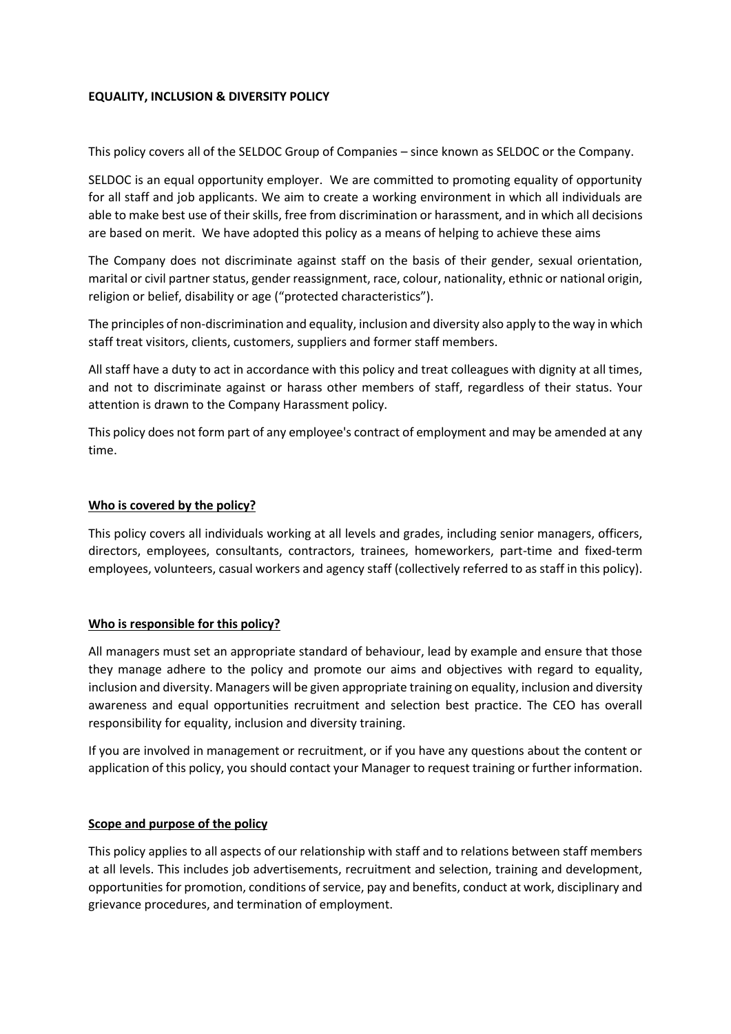**EQUALITY, INCLUSION & DIVERSITY POLICY**

This policy covers all of the SELDOC Group of Companies – since known as SELDOC or the Company.

SELDOC is an equal opportunity employer. We are committed to promoting equality of opportunity for all staff and job applicants. We aim to create a working environment in which all individuals are able to make best use of their skills, free from discrimination or harassment, and in which all decisions are based on merit. We have adopted this policy as a means of helping to achieve these aims

The Company does not discriminate against staff on the basis of their gender, sexual orientation, marital or civil partner status, gender reassignment, race, colour, nationality, ethnic or national origin, religion or belief, disability or age ("protected characteristics").

The principles of non-discrimination and equality, inclusion and diversity also apply to the way in which staff treat visitors, clients, customers, suppliers and former staff members.

All staff have a duty to act in accordance with this policy and treat colleagues with dignity at all times, and not to discriminate against or harass other members of staff, regardless of their status. Your attention is drawn to the Company Harassment policy.

This policy does not form part of any employee's contract of employment and may be amended at any time.

## Who is covered by the policy?

This policy covers all individuals working at all levels and grades, including senior managers, officers, directors, employees, consultants, contractors, trainees, homeworkers, part-time and fixed-term employees, volunteers, casual workers and agency staff (collectively referred to as staff in this policy).

## Who is responsible for this policy?

All managers must set an appropriate standard of behaviour, lead by example and ensure that those they manage adhere to the policy and promote our aims and objectives with regard to equality, inclusion and diversity. Managers will be given appropriate training on equality, inclusion and diversity awareness and equal opportunities recruitment and selection best practice. The CEO has overall responsibility for equality, inclusion and diversity training.

If you are involved in management or recruitment, or if you have any questions about the content or application of this policy, you should contact your Manager to request training or further information.

## Scope and purpose of the policy

This policy applies to all aspects of our relationship with staff and to relations between staff members at all levels. This includes job advertisements, recruitment and selection, training and development, opportunities for promotion, conditions of service, pay and benefits, conduct at work, disciplinary and grievance procedures, and termination of employment.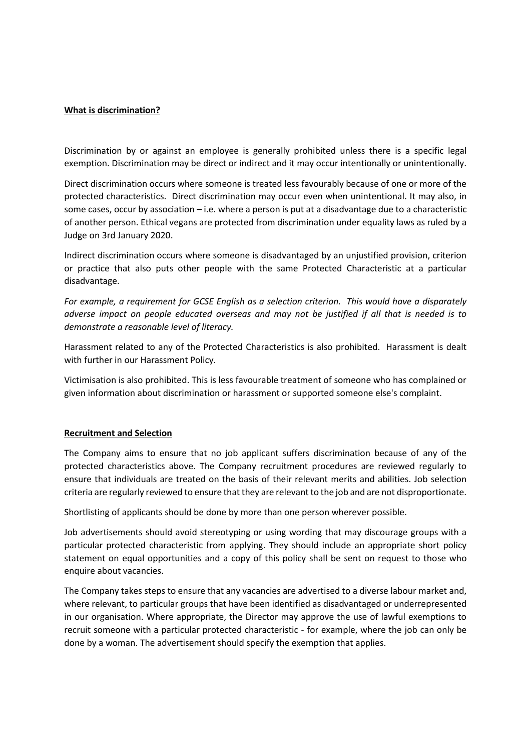## What is discrimination?

Discrimination by or against an employee is generally prohibited unless there is a specific legal exemption. Discrimination may be direct or indirect and it may occur intentionally or unintentionally.

Direct discrimination occurs where someone is treated less favourably because of one or more of the protected characteristics. Direct discrimination may occur even when unintentional. It may also, in some cases, occur by association – i.e. where a person is put at a disadvantage due to a characteristic of another person. Ethical vegans are protected from discrimination under equality laws as ruled by a Judge on 3rd January 2020.

Indirect discrimination occurs where someone is disadvantaged by an unjustified provision, criterion or practice that also puts other people with the same Protected Characteristic at a particular disadvantage.

*For example, a requirement for GCSE English as a selection criterion. This would have a disparately adverse impact on people educated overseas and may not be justified if all that is needed is to demonstrate a reasonable level of literacy.*

Harassment related to any of the Protected Characteristics is also prohibited. Harassment is dealt with further in our Harassment Policy.

Victimisation is also prohibited. This is less favourable treatment of someone who has complained or given information about discrimination or harassment or supported someone else's complaint.

## Recruitment and Selection

The Company aims to ensure that no job applicant suffers discrimination because of any of the protected characteristics above. The Company recruitment procedures are reviewed regularly to ensure that individuals are treated on the basis of their relevant merits and abilities. Job selection criteria are regularly reviewed to ensure that they are relevant to the job and are not disproportionate.

Shortlisting of applicants should be done by more than one person wherever possible.

Job advertisements should avoid stereotyping or using wording that may discourage groups with a particular protected characteristic from applying. They should include an appropriate short policy statement on equal opportunities and a copy of this policy shall be sent on request to those who enquire about vacancies.

The Company takes steps to ensure that any vacancies are advertised to a diverse labour market and, where relevant, to particular groups that have been identified as disadvantaged or underrepresented in our organisation. Where appropriate, the Director may approve the use of lawful exemptions to recruit someone with a particular protected characteristic - for example, where the job can only be done by a woman. The advertisement should specify the exemption that applies.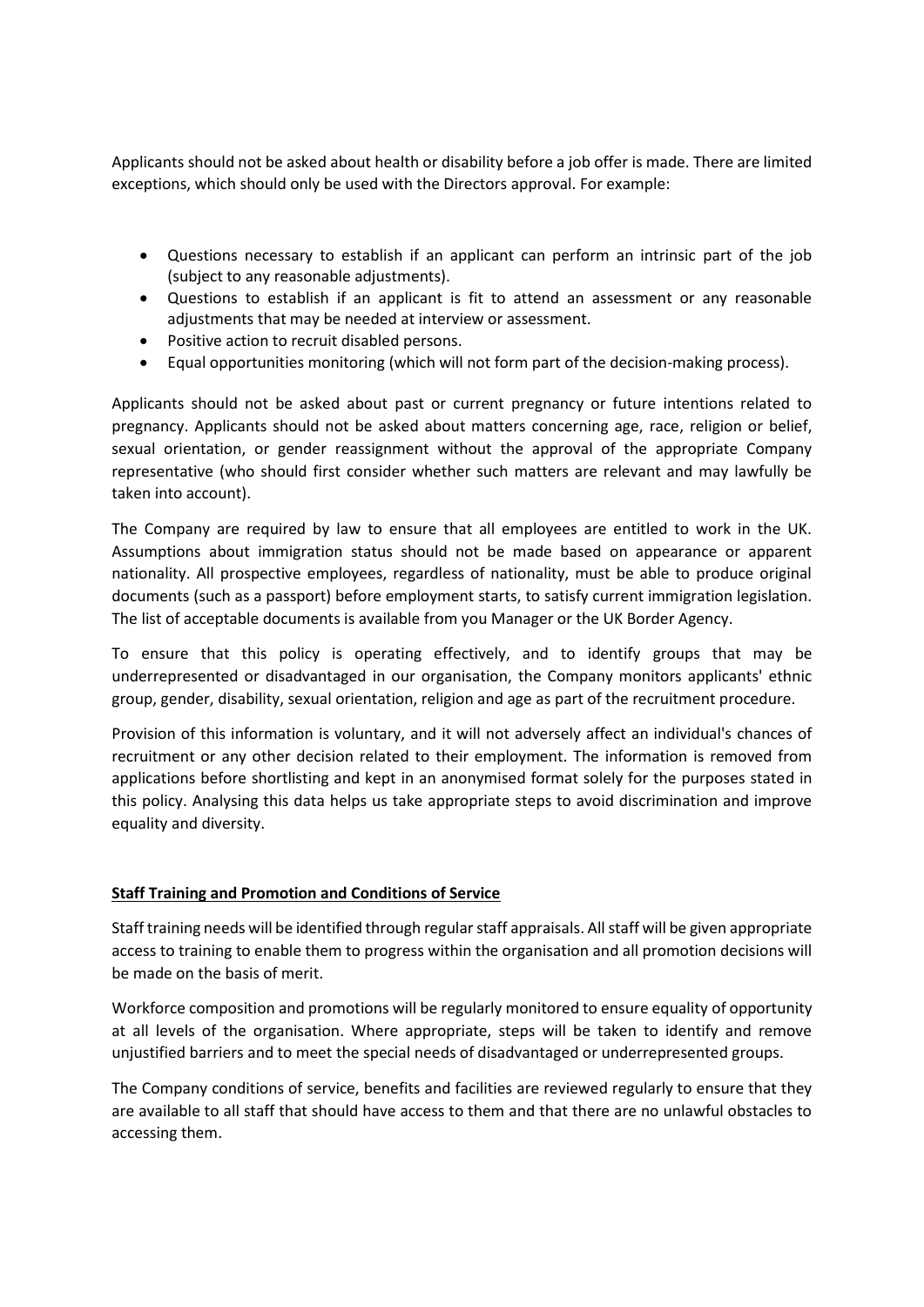Applicants should not be asked about health or disability before a job offer is made. There are limited exceptions, which should only be used with the Directors approval. For example:

- Questions necessary to establish if an applicant can perform an intrinsic part of the job (subject to any reasonable adjustments).
- Questions to establish if an applicant is fit to attend an assessment or any reasonable adjustments that may be needed at interview or assessment.
- Positive action to recruit disabled persons.
- Equal opportunities monitoring (which will not form part of the decision-making process).

Applicants should not be asked about past or current pregnancy or future intentions related to pregnancy. Applicants should not be asked about matters concerning age, race, religion or belief, sexual orientation, or gender reassignment without the approval of the appropriate Company representative (who should first consider whether such matters are relevant and may lawfully be taken into account).

The Company are required by law to ensure that all employees are entitled to work in the UK. Assumptions about immigration status should not be made based on appearance or apparent nationality. All prospective employees, regardless of nationality, must be able to produce original documents (such as a passport) before employment starts, to satisfy current immigration legislation. The list of acceptable documents is available from you Manager or the UK Border Agency.

To ensure that this policy is operating effectively, and to identify groups that may be underrepresented or disadvantaged in our organisation, the Company monitors applicants' ethnic group, gender, disability, sexual orientation, religion and age as part of the recruitment procedure.

Provision of this information is voluntary, and it will not adversely affect an individual's chances of recruitment or any other decision related to their employment. The information is removed from applications before shortlisting and kept in an anonymised format solely for the purposes stated in this policy. Analysing this data helps us take appropriate steps to avoid discrimination and improve equality and diversity.

**Staff Training and Promotion and Conditions of Service**

Staff training needs will be identified through regular staff appraisals. All staff will be given appropriate access to training to enable them to progress within the organisation and all promotion decisions will be made on the basis of merit.

Workforce composition and promotions will be regularly monitored to ensure equality of opportunity at all levels of the organisation. Where appropriate, steps will be taken to identify and remove unjustified barriers and to meet the special needs of disadvantaged or underrepresented groups.

The Company conditions of service, benefits and facilities are reviewed regularly to ensure that they are available to all staff that should have access to them and that there are no unlawful obstacles to accessing them.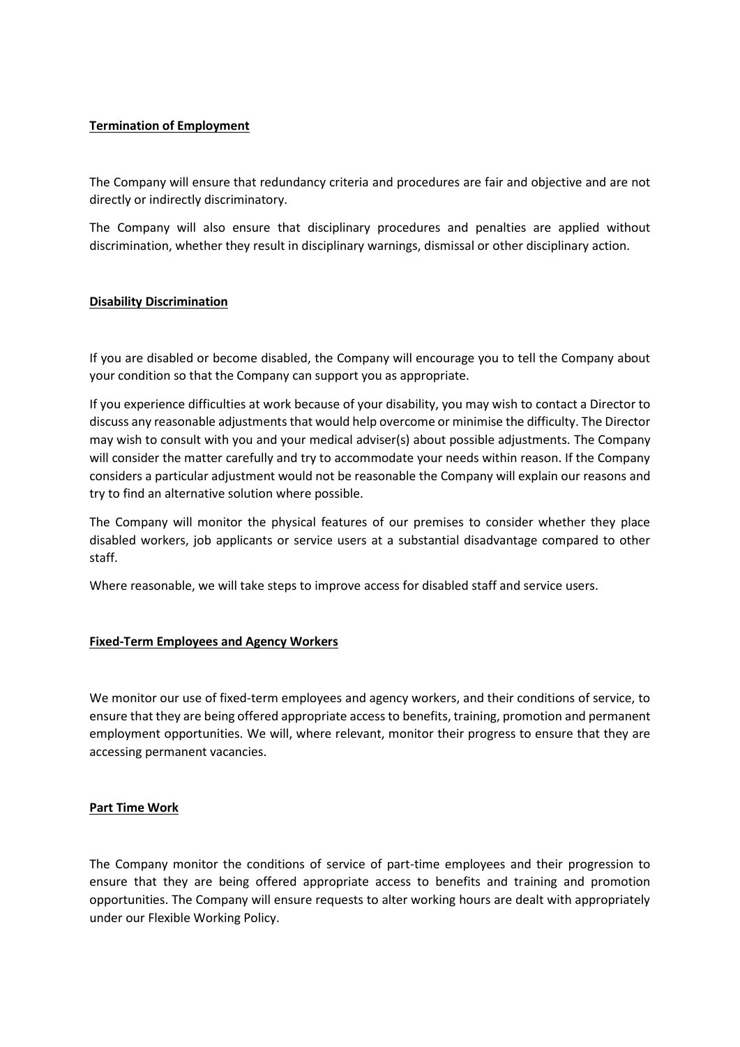**Termination of Employment**

The Company will ensure that redundancy criteria and procedures are fair and objective and are not directly or indirectly discriminatory.

The Company will also ensure that disciplinary procedures and penalties are applied without discrimination, whether they result in disciplinary warnings, dismissal or other disciplinary action.

**Disability Discrimination**

If you are disabled or become disabled, the Company will encourage you to tell the Company about your condition so that the Company can support you as appropriate.

If you experience difficulties at work because of your disability, you may wish to contact a Director to discuss any reasonable adjustments that would help overcome or minimise the difficulty. The Director may wish to consult with you and your medical adviser(s) about possible adjustments. The Company will consider the matter carefully and try to accommodate your needs within reason. If the Company considers a particular adjustment would not be reasonable the Company will explain our reasons and try to find an alternative solution where possible.

The Company will monitor the physical features of our premises to consider whether they place disabled workers, job applicants or service users at a substantial disadvantage compared to other staff.

Where reasonable, we will take steps to improve access for disabled staff and service users.

**Fixed-Term Employees and Agency Workers**

We monitor our use of fixed-term employees and agency workers, and their conditions of service, to ensure that they are being offered appropriate access to benefits, training, promotion and permanent employment opportunities. We will, where relevant, monitor their progress to ensure that they are accessing permanent vacancies.

**Part Time Work**

The Company monitor the conditions of service of part-time employees and their progression to ensure that they are being offered appropriate access to benefits and training and promotion opportunities. The Company will ensure requests to alter working hours are dealt with appropriately under our Flexible Working Policy.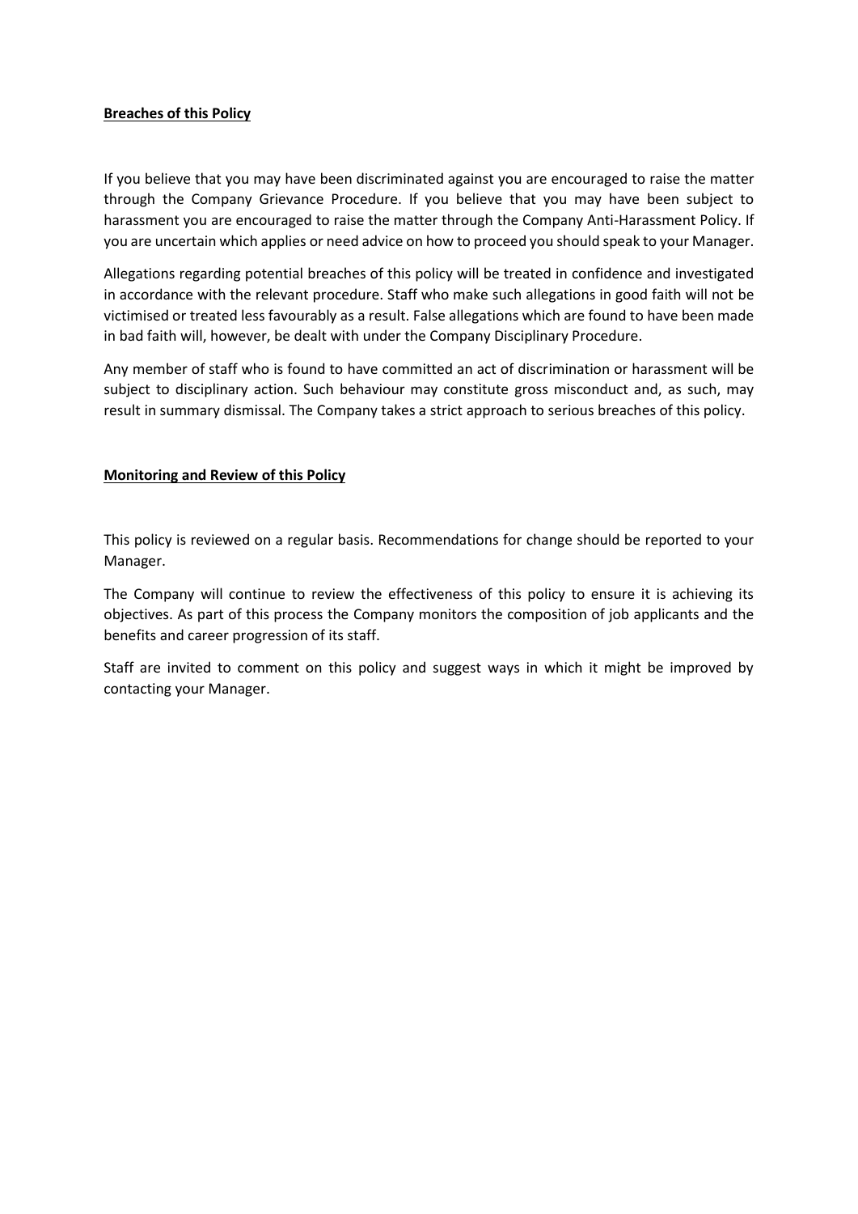**Breaches of this Policy**

If you believe that you may have been discriminated against you are encouraged to raise the matter through the Company Grievance Procedure. If you believe that you may have been subject to harassment you are encouraged to raise the matter through the Company Anti-Harassment Policy. If you are uncertain which applies or need advice on how to proceed you should speak to your Manager.

Allegations regarding potential breaches of this policy will be treated in confidence and investigated in accordance with the relevant procedure. Staff who make such allegations in good faith will not be victimised or treated less favourably as a result. False allegations which are found to have been made in bad faith will, however, be dealt with under the Company Disciplinary Procedure.

Any member of staff who is found to have committed an act of discrimination or harassment will be subject to disciplinary action. Such behaviour may constitute gross misconduct and, as such, may result in summary dismissal. The Company takes a strict approach to serious breaches of this policy.

**Monitoring and Review of this Policy**

This policy is reviewed on a regular basis. Recommendations for change should be reported to your Manager.

The Company will continue to review the effectiveness of this policy to ensure it is achieving its objectives. As part of this process the Company monitors the composition of job applicants and the benefits and career progression of its staff.

Staff are invited to comment on this policy and suggest ways in which it might be improved by contacting your Manager.